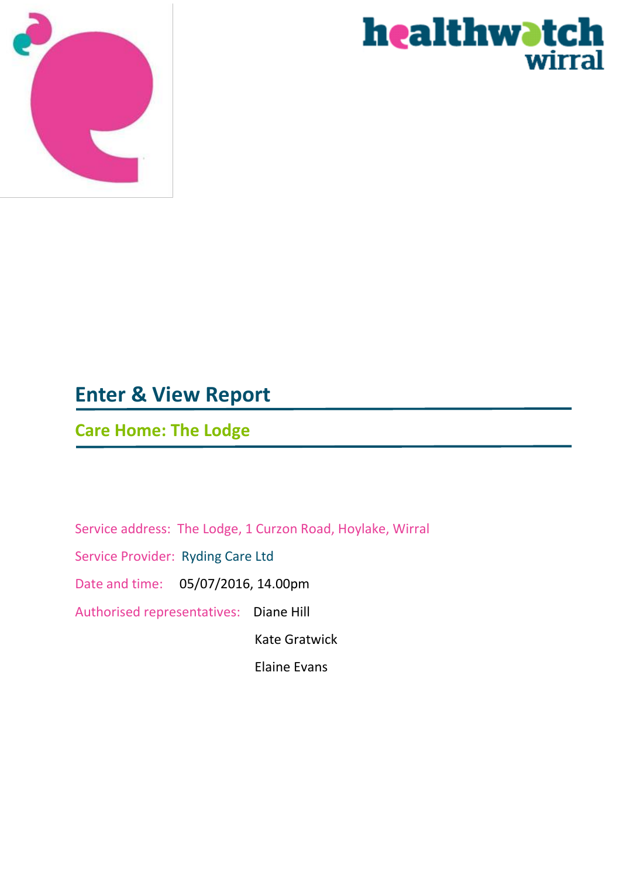# Enter & View Report

## Care Home: The Lodge

Service address: The Lodge, 1 Curzon Road, Hoylake, Wirral

Service Provider: Ryding Care Ltd

Date and time: 05/07/2016, 14.00pm

Authorised representatives: Diane Hill

Kate Gratwick

Elaine Evans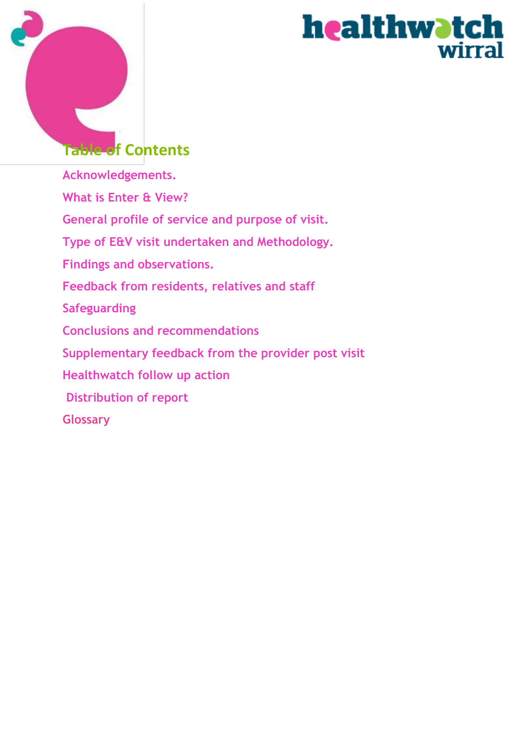# Table of Contents

Acknowledgements.

What is Enter & View?

General profile of service and purpose of visit.

Type of E&V visit undertaken and Methodology.

Findings and observations.

Feedback from residents, relatives and staff

Safeguarding

Conclusions and recommendations

Supplementary feedback from the provider post visit

Healthwatch follow up action

Distribution of report

Glossary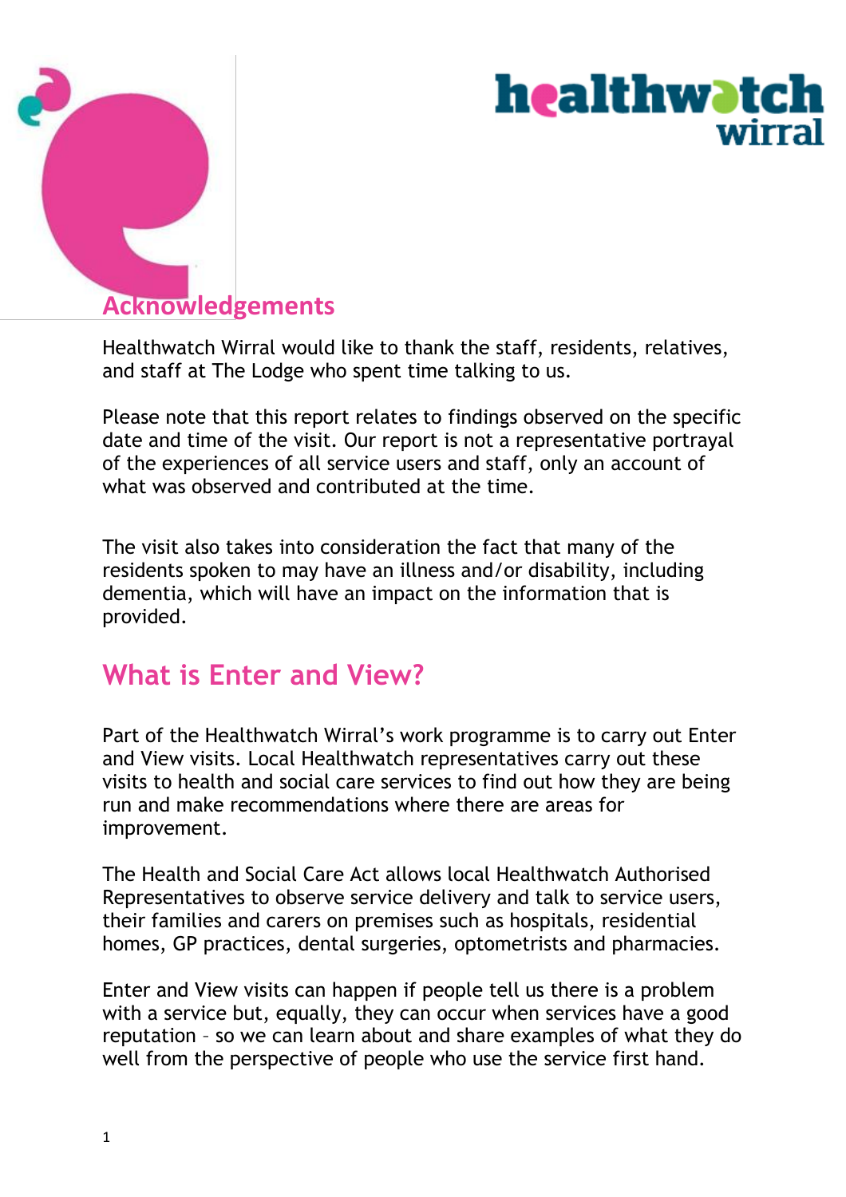## Acknowledgements

Healthwatch Wirral would like to thank the staff, residents, relatives, and staff at The Lodge who spent time talking to us.

Please note that this report relates to findings observed on the specific date and time of the visit. Our report is not a representative portrayal of the experiences of all service users and staff, only an account of what was observed and contributed at the time.

The visit also takes into consideration the fact that many of the residents spoken to may have an illness and/or disability, including dementia, which will have an impact on the information that is provided.

## What is Enter and View?

Part of the Healthwatch Wirral's work programme is to carry out Enter and View visits. Local Healthwatch representatives carry out these visits to health and social care services to find out how they are being run and make recommendations where there are areas for improvement.

The Health and Social Care Act allows local Healthwatch Authorised Representatives to observe service delivery and talk to service users, their families and carers on premises such as hospitals, residential homes, GP practices, dental surgeries, optometrists and pharmacies.

Enter and View visits can happen if people tell us there is a problem with a service but, equally, they can occur when services have a good reputation – so we can learn about and share examples of what they do well from the perspective of people who use the service first hand.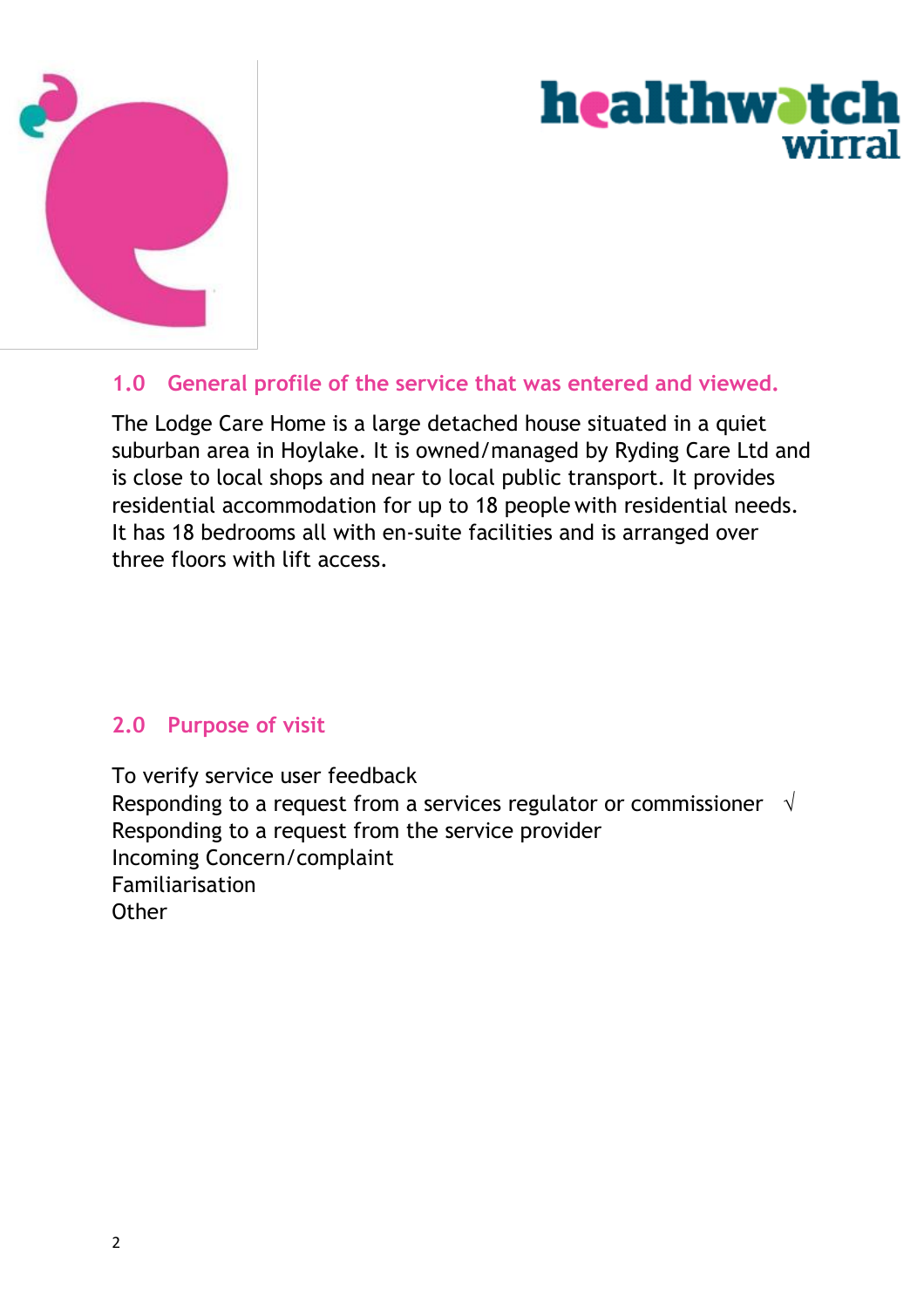## 1.0 General profile of the service that was entered and viewed.

The Lodge Care Home is a large detached house situated in a quiet suburban area in Hoylake. It is owned/managed by Ryding Care Ltd and is close to local shops and near to local public transport. It provides residential accommodation for up to 18 people with residential needs. It has 18 bedrooms all with en-suite facilities and is arranged over three floors with lift access.

## 2.0 Purpose of visit

To verify service user feedback
Responding to a request from a services regulator or commissioner √
Responding to a request from the service provider
Incoming Concern/complaint
Familiarisation
Other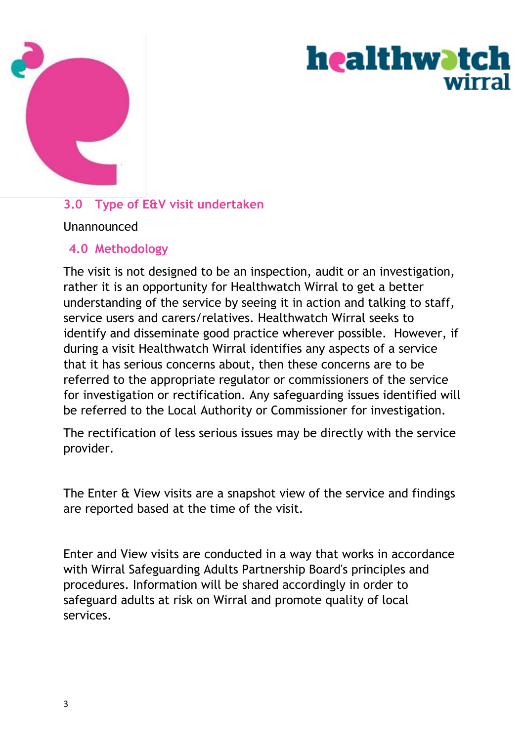## 3.0 Type of E&V visit undertaken

Unannounced

## 4.0 Methodology

The visit is not designed to be an inspection, audit or an investigation, rather it is an opportunity for Healthwatch Wirral to get a better understanding of the service by seeing it in action and talking to staff, service users and carers/relatives. Healthwatch Wirral seeks to identify and disseminate good practice wherever possible. However, if during a visit Healthwatch Wirral identifies any aspects of a service that it has serious concerns about, then these concerns are to be referred to the appropriate regulator or commissioners of the service for investigation or rectification. Any safeguarding issues identified will be referred to the Local Authority or Commissioner for investigation.

The rectification of less serious issues may be directly with the service provider.

The Enter & View visits are a snapshot view of the service and findings are reported based at the time of the visit.

Enter and View visits are conducted in a way that works in accordance with Wirral Safeguarding Adults Partnership Board's principles and procedures. Information will be shared accordingly in order to safeguard adults at risk on Wirral and promote quality of local services.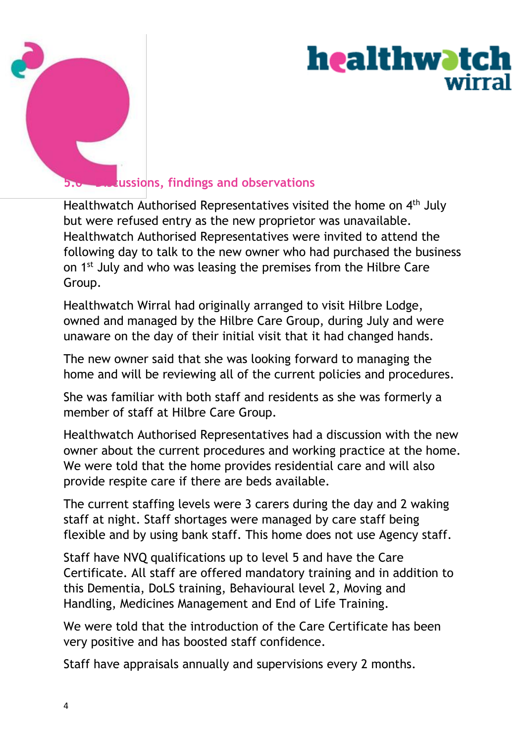## 5.0 Discussions, findings and observations

Healthwatch Authorised Representatives visited the home on 4th July but were refused entry as the new proprietor was unavailable. Healthwatch Authorised Representatives were invited to attend the following day to talk to the new owner who had purchased the business on 1st July and who was leasing the premises from the Hilbre Care Group.

Healthwatch Wirral had originally arranged to visit Hilbre Lodge, owned and managed by the Hilbre Care Group, during July and were unaware on the day of their initial visit that it had changed hands.

The new owner said that she was looking forward to managing the home and will be reviewing all of the current policies and procedures.

She was familiar with both staff and residents as she was formerly a member of staff at Hilbre Care Group.

Healthwatch Authorised Representatives had a discussion with the new owner about the current procedures and working practice at the home. We were told that the home provides residential care and will also provide respite care if there are beds available.

The current staffing levels were 3 carers during the day and 2 waking staff at night. Staff shortages were managed by care staff being flexible and by using bank staff. This home does not use Agency staff.

Staff have NVQ qualifications up to level 5 and have the Care Certificate. All staff are offered mandatory training and in addition to this Dementia, DoLS training, Behavioural level 2, Moving and Handling, Medicines Management and End of Life Training.

We were told that the introduction of the Care Certificate has been very positive and has boosted staff confidence.

Staff have appraisals annually and supervisions every 2 months.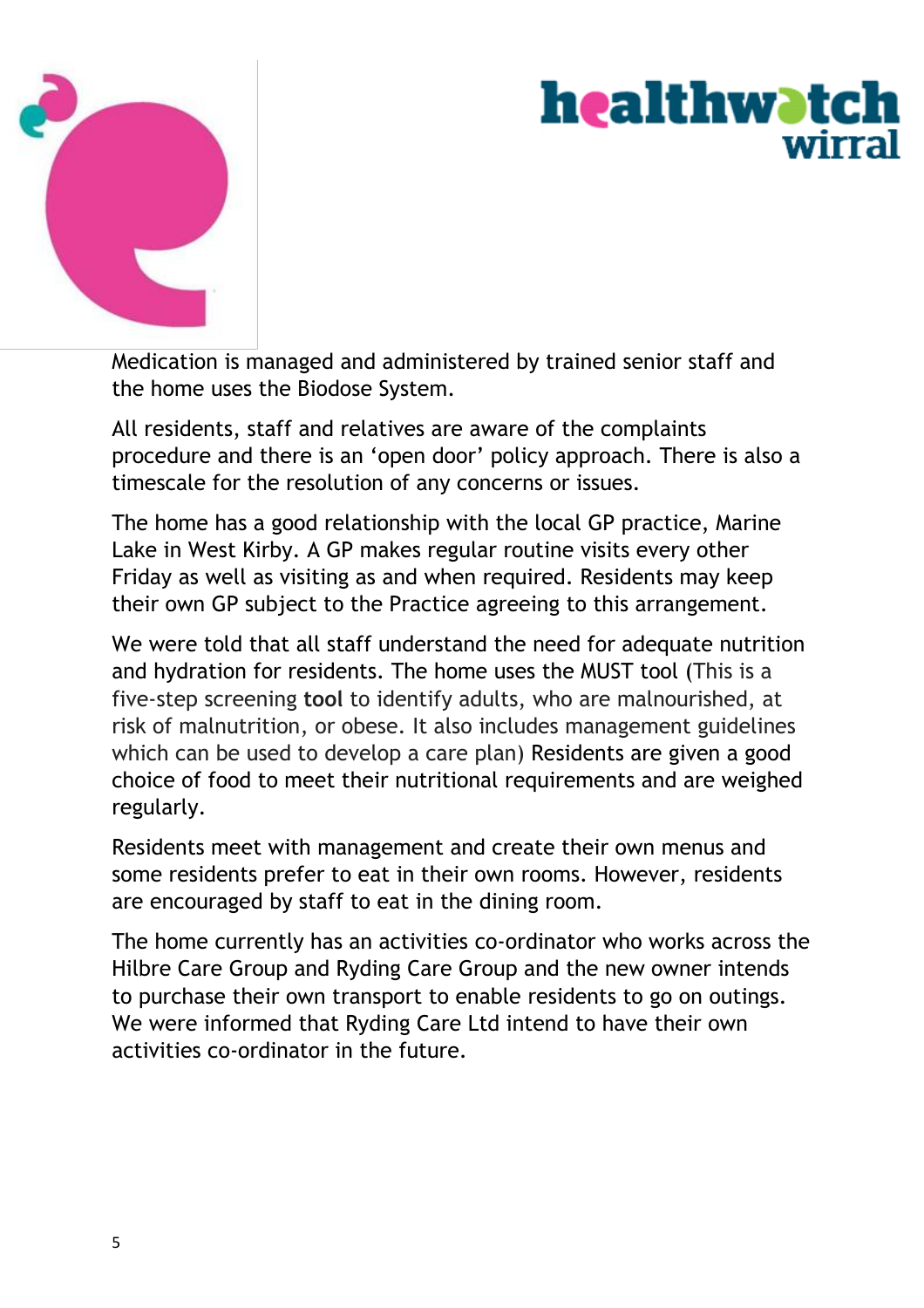Medication is managed and administered by trained senior staff and the home uses the Biodose System.

All residents, staff and relatives are aware of the complaints procedure and there is an 'open door' policy approach. There is also a timescale for the resolution of any concerns or issues.

The home has a good relationship with the local GP practice, Marine Lake in West Kirby. A GP makes regular routine visits every other Friday as well as visiting as and when required. Residents may keep their own GP subject to the Practice agreeing to this arrangement.

We were told that all staff understand the need for adequate nutrition and hydration for residents. The home uses the MUST tool (This is a five-step screening **tool** to identify adults, who are malnourished, at risk of malnutrition, or obese. It also includes management guidelines which can be used to develop a care plan) Residents are given a good choice of food to meet their nutritional requirements and are weighed regularly.

Residents meet with management and create their own menus and some residents prefer to eat in their own rooms. However, residents are encouraged by staff to eat in the dining room.

The home currently has an activities co-ordinator who works across the Hilbre Care Group and Ryding Care Group and the new owner intends to purchase their own transport to enable residents to go on outings. We were informed that Ryding Care Ltd intend to have their own activities co-ordinator in the future.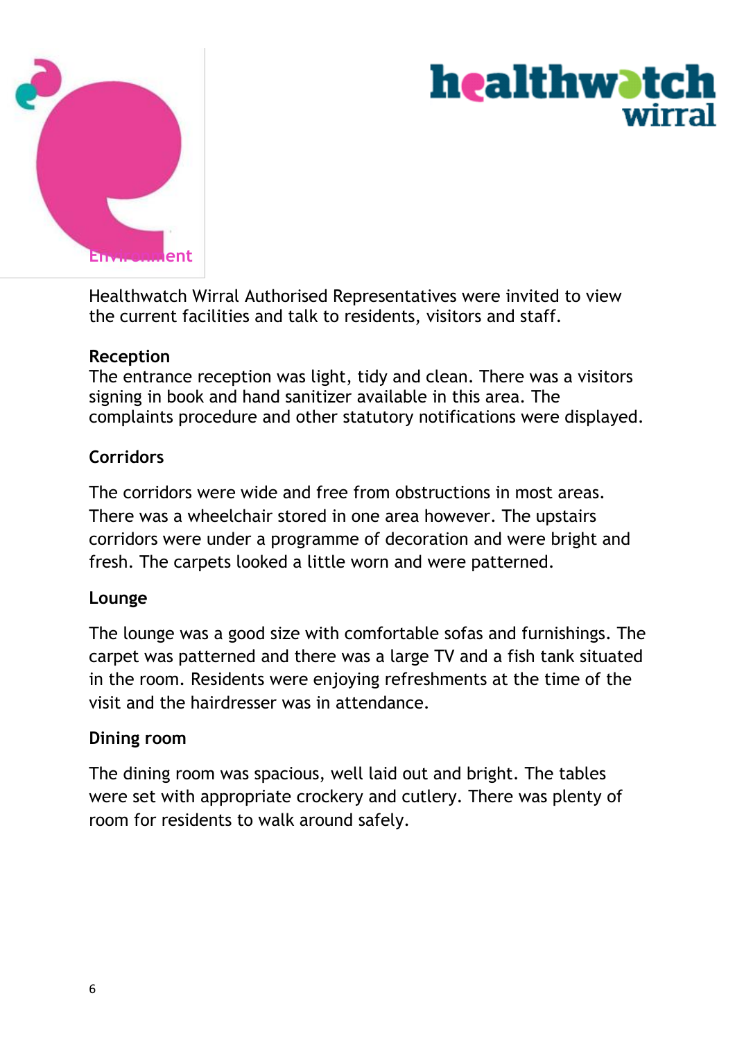## Environment

Healthwatch Wirral Authorised Representatives were invited to view the current facilities and talk to residents, visitors and staff.

**Reception**

The entrance reception was light, tidy and clean. There was a visitors signing in book and hand sanitizer available in this area. The complaints procedure and other statutory notifications were displayed.

**Corridors**

The corridors were wide and free from obstructions in most areas. There was a wheelchair stored in one area however. The upstairs corridors were under a programme of decoration and were bright and fresh. The carpets looked a little worn and were patterned.

**Lounge**

The lounge was a good size with comfortable sofas and furnishings. The carpet was patterned and there was a large TV and a fish tank situated in the room. Residents were enjoying refreshments at the time of the visit and the hairdresser was in attendance.

**Dining room**

The dining room was spacious, well laid out and bright. The tables were set with appropriate crockery and cutlery. There was plenty of room for residents to walk around safely.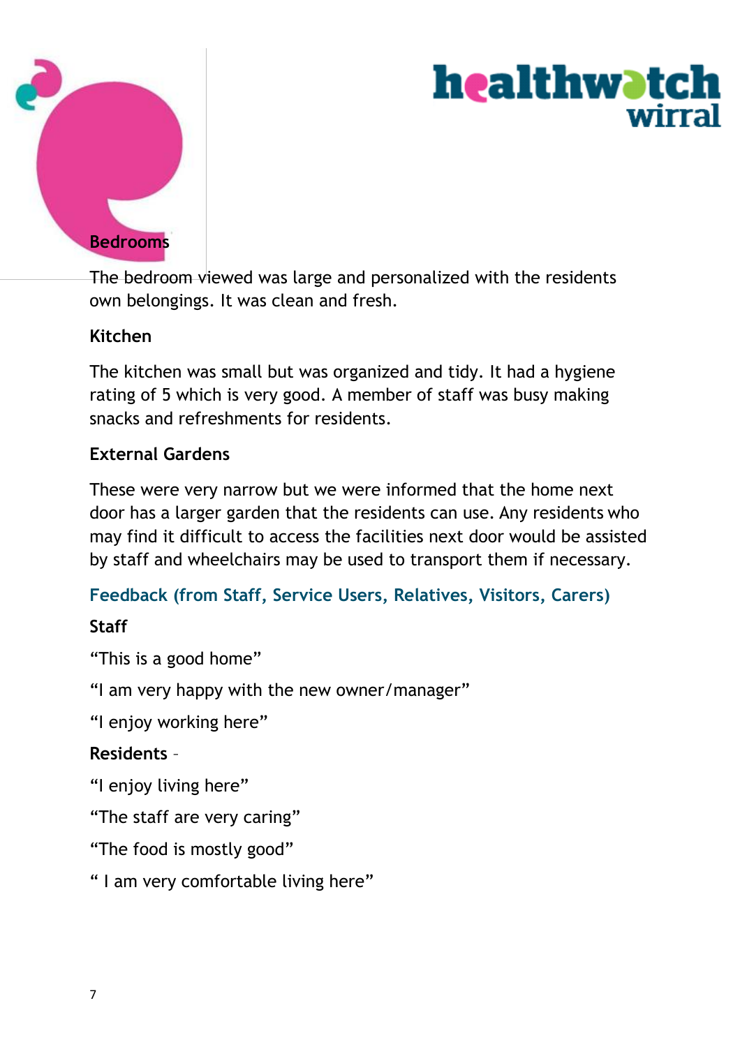**Bedrooms**

The bedroom viewed was large and personalized with the residents own belongings. It was clean and fresh.

**Kitchen**

The kitchen was small but was organized and tidy. It had a hygiene rating of 5 which is very good. A member of staff was busy making snacks and refreshments for residents.

**External Gardens**

These were very narrow but we were informed that the home next door has a larger garden that the residents can use. Any residents who may find it difficult to access the facilities next door would be assisted by staff and wheelchairs may be used to transport them if necessary.

## Feedback (from Staff, Service Users, Relatives, Visitors, Carers)

**Staff**

“This is a good home”

“I am very happy with the new owner/manager”

“I enjoy working here”

**Residents** –

“I enjoy living here”

“The staff are very caring”

“The food is mostly good”

“ I am very comfortable living here”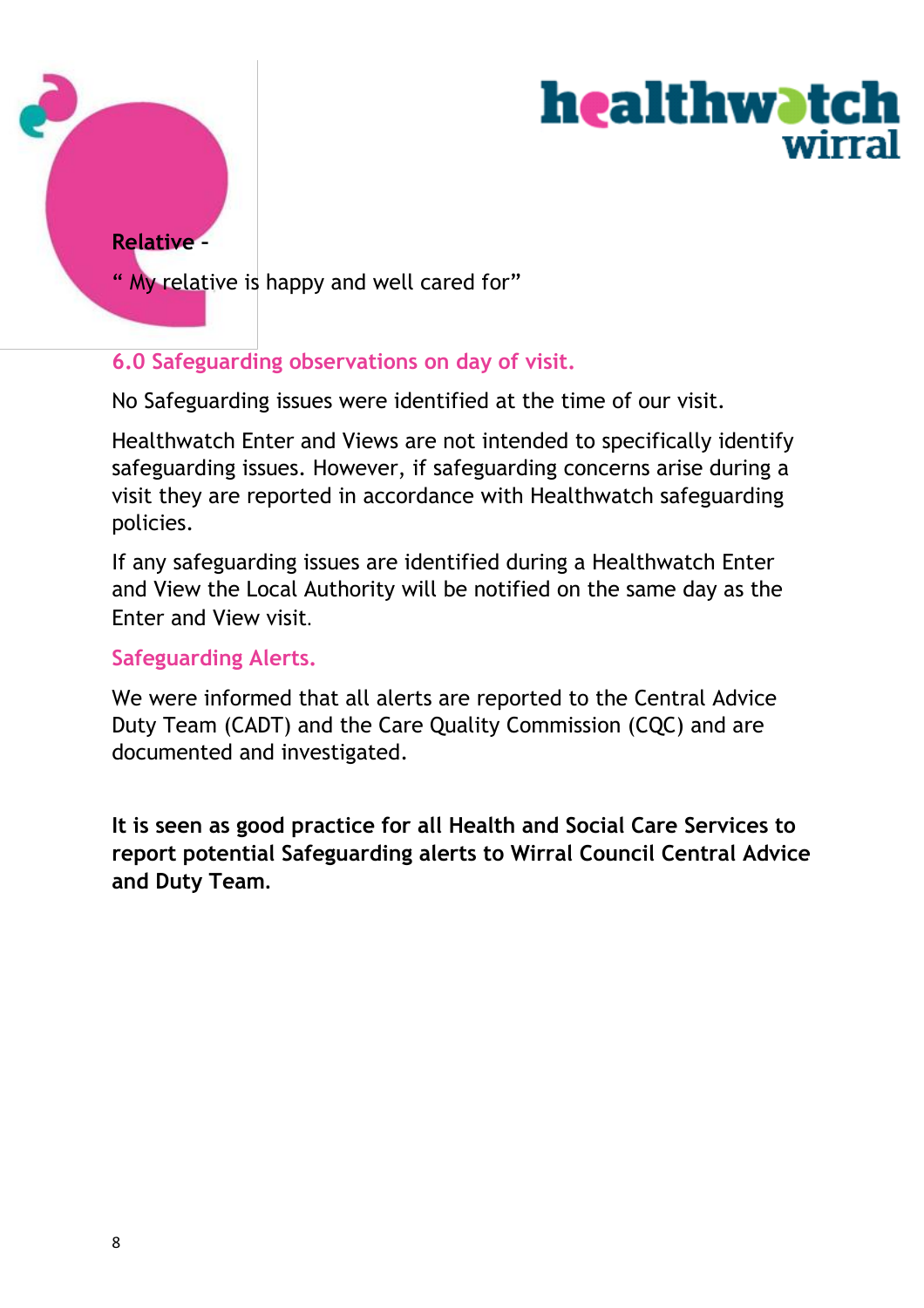**Relative** –

" My relative is happy and well cared for"

## 6.0 Safeguarding observations on day of visit.

No Safeguarding issues were identified at the time of our visit.

Healthwatch Enter and Views are not intended to specifically identify safeguarding issues. However, if safeguarding concerns arise during a visit they are reported in accordance with Healthwatch safeguarding policies.

If any safeguarding issues are identified during a Healthwatch Enter and View the Local Authority will be notified on the same day as the Enter and View visit.

### Safeguarding Alerts.

We were informed that all alerts are reported to the Central Advice Duty Team (CADT) and the Care Quality Commission (CQC) and are documented and investigated.

**It is seen as good practice for all Health and Social Care Services to report potential Safeguarding alerts to Wirral Council Central Advice and Duty Team.**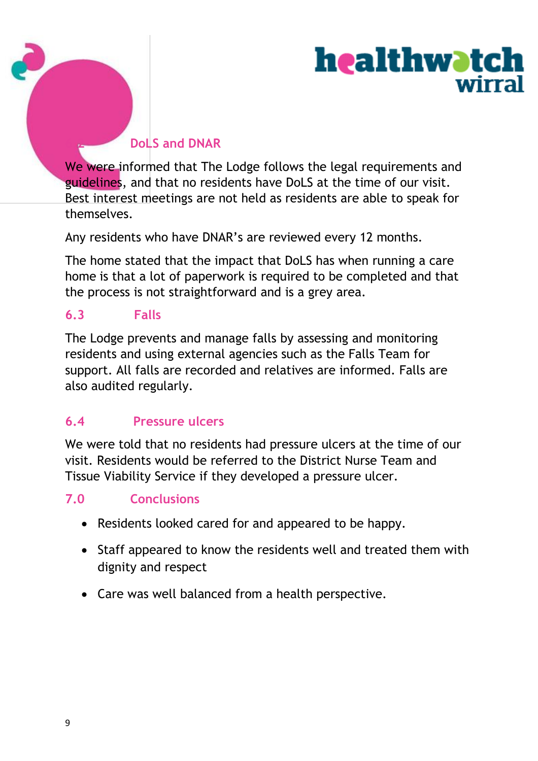### 6.2 DoLS and DNAR

We were informed that The Lodge follows the legal requirements and guidelines, and that no residents have DoLS at the time of our visit. Best interest meetings are not held as residents are able to speak for themselves.

Any residents who have DNAR's are reviewed every 12 months.

The home stated that the impact that DoLS has when running a care home is that a lot of paperwork is required to be completed and that the process is not straightforward and is a grey area.

### 6.3 Falls

The Lodge prevents and manage falls by assessing and monitoring residents and using external agencies such as the Falls Team for support. All falls are recorded and relatives are informed. Falls are also audited regularly.

### 6.4 Pressure ulcers

We were told that no residents had pressure ulcers at the time of our visit. Residents would be referred to the District Nurse Team and Tissue Viability Service if they developed a pressure ulcer.

## 7.0 Conclusions

- Residents looked cared for and appeared to be happy.
- Staff appeared to know the residents well and treated them with dignity and respect
- Care was well balanced from a health perspective.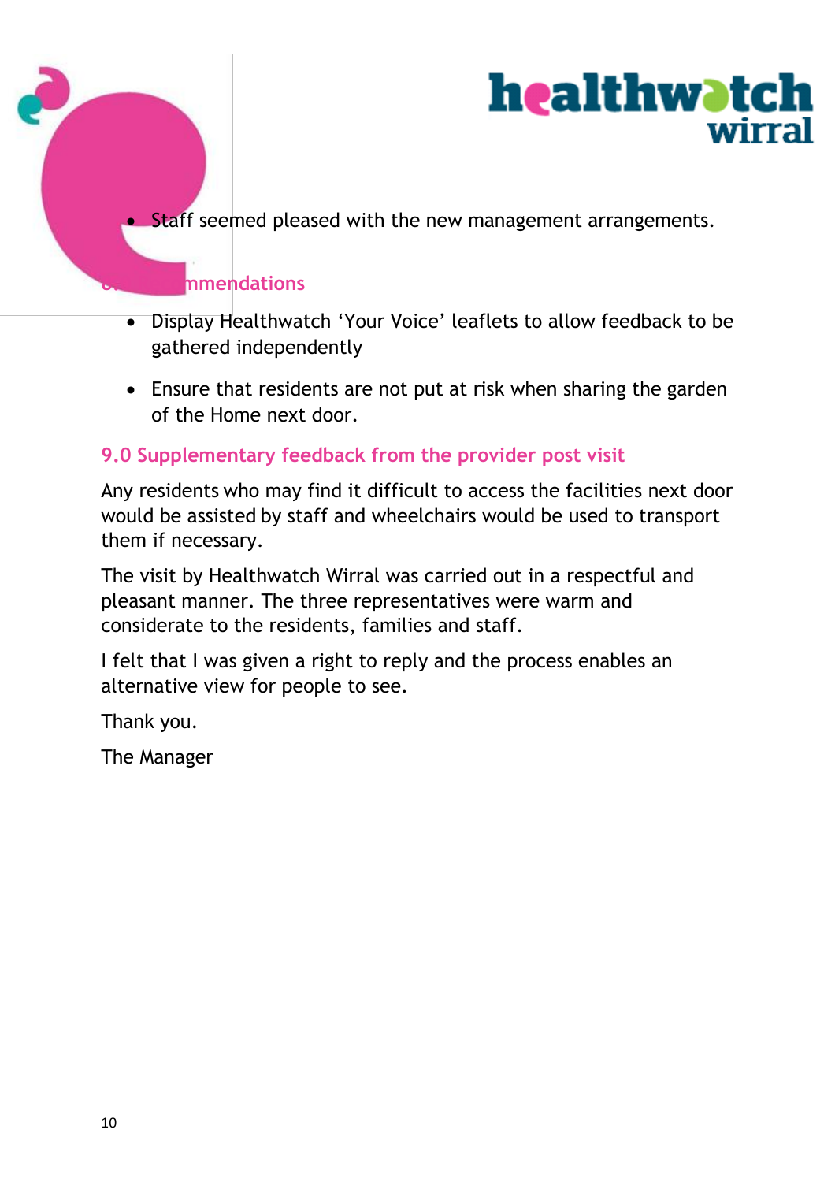- Staff seemed pleased with the new management arrangements.

## 8.0 Recommendations

- Display Healthwatch 'Your Voice' leaflets to allow feedback to be gathered independently
- Ensure that residents are not put at risk when sharing the garden of the Home next door.

## 9.0 Supplementary feedback from the provider post visit

Any residents who may find it difficult to access the facilities next door would be assisted by staff and wheelchairs would be used to transport them if necessary.

The visit by Healthwatch Wirral was carried out in a respectful and pleasant manner. The three representatives were warm and considerate to the residents, families and staff.

I felt that I was given a right to reply and the process enables an alternative view for people to see.

Thank you.

The Manager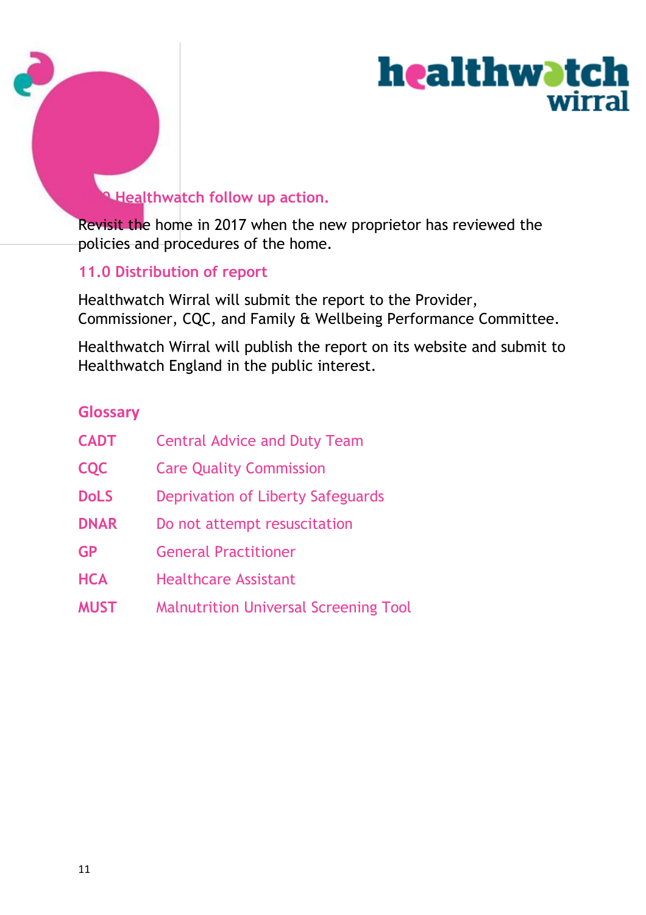## 10.0 Healthwatch follow up action.

Revisit the home in 2017 when the new proprietor has reviewed the policies and procedures of the home.

## 11.0 Distribution of report

Healthwatch Wirral will submit the report to the Provider, Commissioner, CQC, and Family & Wellbeing Performance Committee.

Healthwatch Wirral will publish the report on its website and submit to Healthwatch England in the public interest.

## Glossary

| | |
|---|---|
| **CADT** | Central Advice and Duty Team |
| **CQC** | Care Quality Commission |
| **DoLS** | Deprivation of Liberty Safeguards |
| **DNAR** | Do not attempt resuscitation |
| **GP** | General Practitioner |
| **HCA** | Healthcare Assistant |
| **MUST** | Malnutrition Universal Screening Tool |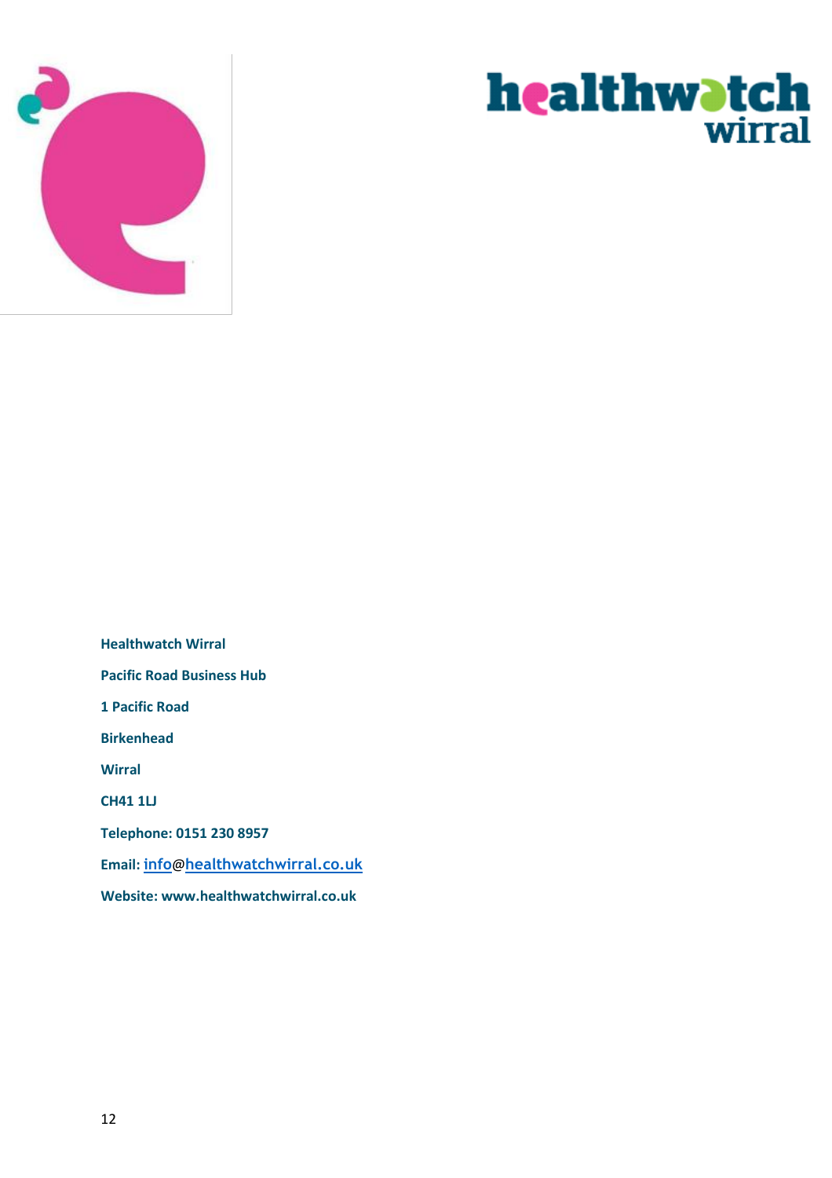Healthwatch Wirral

Pacific Road Business Hub

1 Pacific Road

Birkenhead

Wirral

CH41 1LJ

Telephone: 0151 230 8957

Email: info@healthwatchwirral.co.uk

Website: www.healthwatchwirral.co.uk